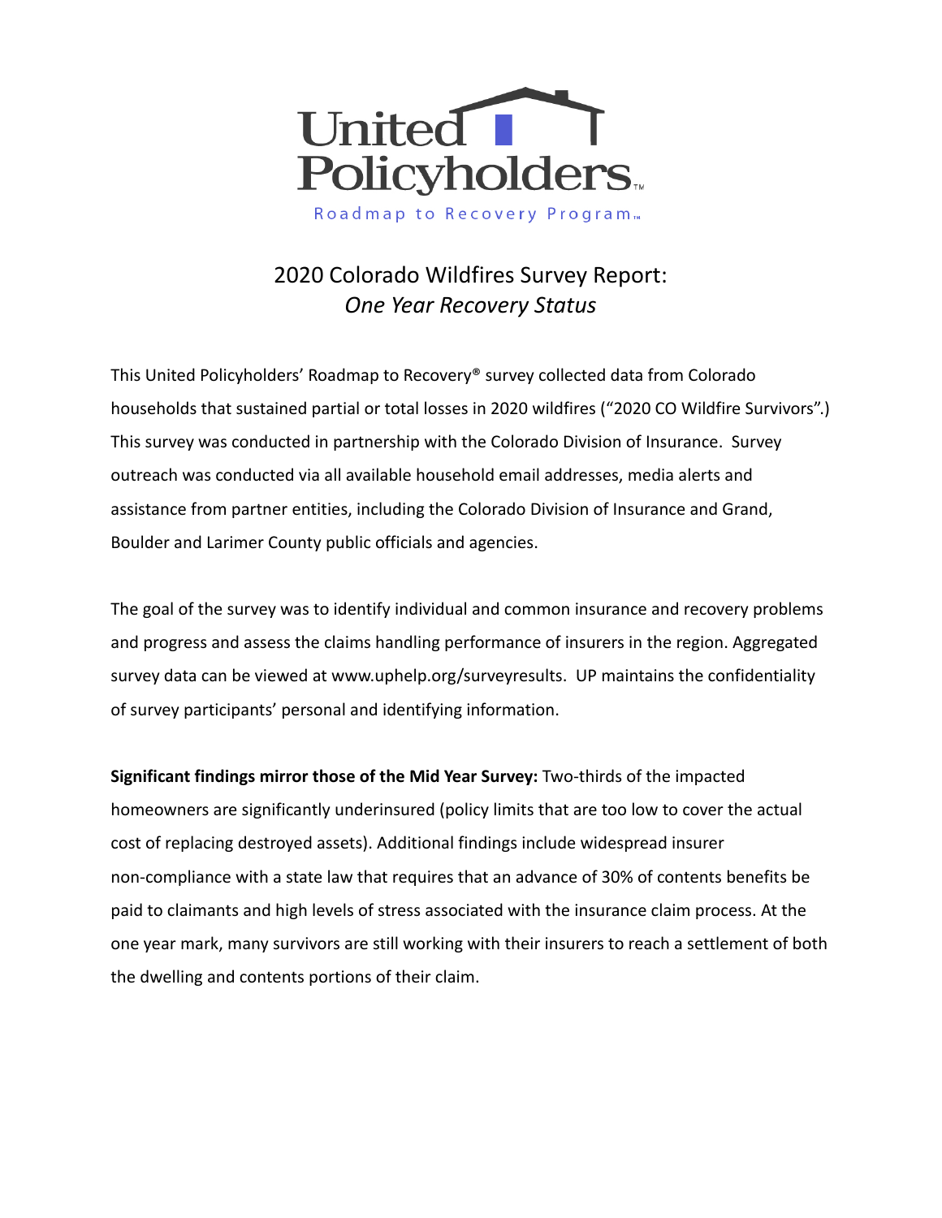United Policyholders

Roadmap to Recovery Program

# 2020 Colorado Wildfires Survey Report: *One Year Recovery Status*

This United Policyholders' Roadmap to Recovery® survey collected data from Colorado households that sustained partial or total losses in 2020 wildfires ("2020 CO Wildfire Survivors".) This survey was conducted in partnership with the Colorado Division of Insurance. Survey outreach was conducted via all available household email addresses, media alerts and assistance from partner entities, including the Colorado Division of Insurance and Grand, Boulder and Larimer County public officials and agencies.

The goal of the survey was to identify individual and common insurance and recovery problems and progress and assess the claims handling performance of insurers in the region. Aggregated survey data can be viewed at www.uphelp.org/surveyresults. UP maintains the confidentiality of survey participants' personal and identifying information.

**Significant findings mirror those of the Mid Year Survey:** Two-thirds of the impacted homeowners are significantly underinsured (policy limits that are too low to cover the actual cost of replacing destroyed assets). Additional findings include widespread insurer non-compliance with a state law that requires that an advance of 30% of contents benefits be paid to claimants and high levels of stress associated with the insurance claim process. At the one year mark, many survivors are still working with their insurers to reach a settlement of both the dwelling and contents portions of their claim.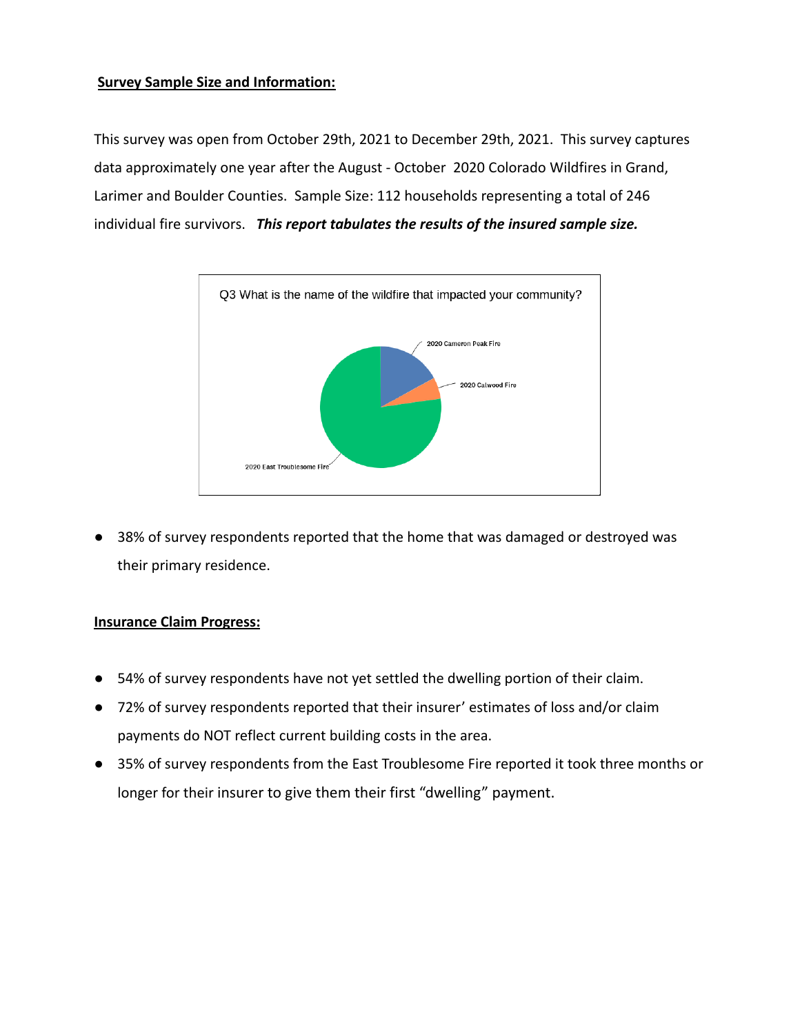**Survey Sample Size and Information:**

This survey was open from October 29th, 2021 to December 29th, 2021. This survey captures data approximately one year after the August - October 2020 Colorado Wildfires in Grand, Larimer and Boulder Counties. Sample Size: 112 households representing a total of 246 individual fire survivors. ***This report tabulates the results of the insured sample size.***

Q3 What is the name of the wildfire that impacted your community?

2020 Cameron Peak Fire

2020 Calwood Fire

2020 East Troublesome Fire

- 38% of survey respondents reported that the home that was damaged or destroyed was their primary residence.

**Insurance Claim Progress:**

- 54% of survey respondents have not yet settled the dwelling portion of their claim.
- 72% of survey respondents reported that their insurer' estimates of loss and/or claim payments do NOT reflect current building costs in the area.
- 35% of survey respondents from the East Troublesome Fire reported it took three months or longer for their insurer to give them their first "dwelling" payment.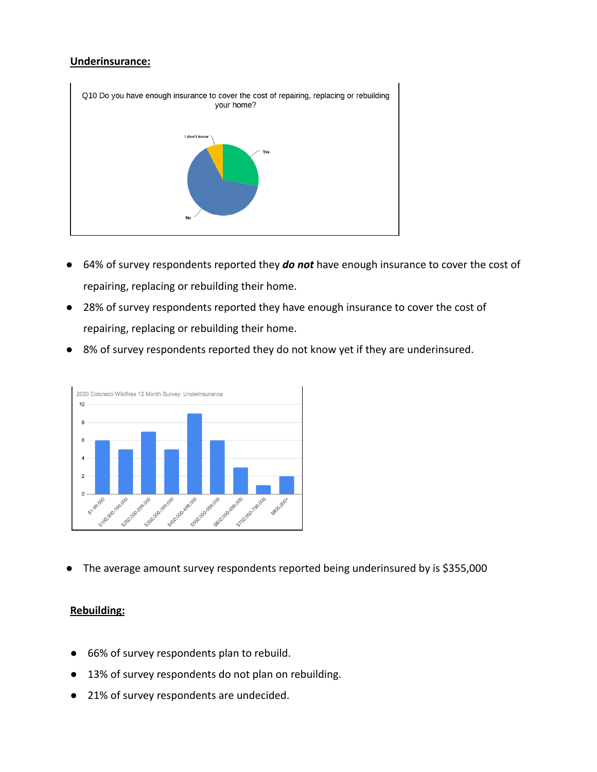## Underinsurance:

Q10 Do you have enough insurance to cover the cost of repairing, replacing or rebuilding your home?

- 64% of survey respondents reported they ***do not*** have enough insurance to cover the cost of repairing, replacing or rebuilding their home.
- 28% of survey respondents reported they have enough insurance to cover the cost of repairing, replacing or rebuilding their home.
- 8% of survey respondents reported they do not know yet if they are underinsured.

2020 Colorado Wildfires 12 Month Survey: Underinsurance

| Amount | Count |
|---|---|
| $1-99,000 | 6 |
| $100,000-199,000 | 5 |
| $200,000-299,000 | 7 |
| $300,000-399,000 | 5 |
| $400,000-499,000 | 9 |
| $500,000-599,000 | 6 |
| $600,000-699,000 | 3 |
| $700,000-799,000 | 1 |
| $800,000+ | 2 |

- The average amount survey respondents reported being underinsured by is $355,000

## Rebuilding:

- 66% of survey respondents plan to rebuild.
- 13% of survey respondents do not plan on rebuilding.
- 21% of survey respondents are undecided.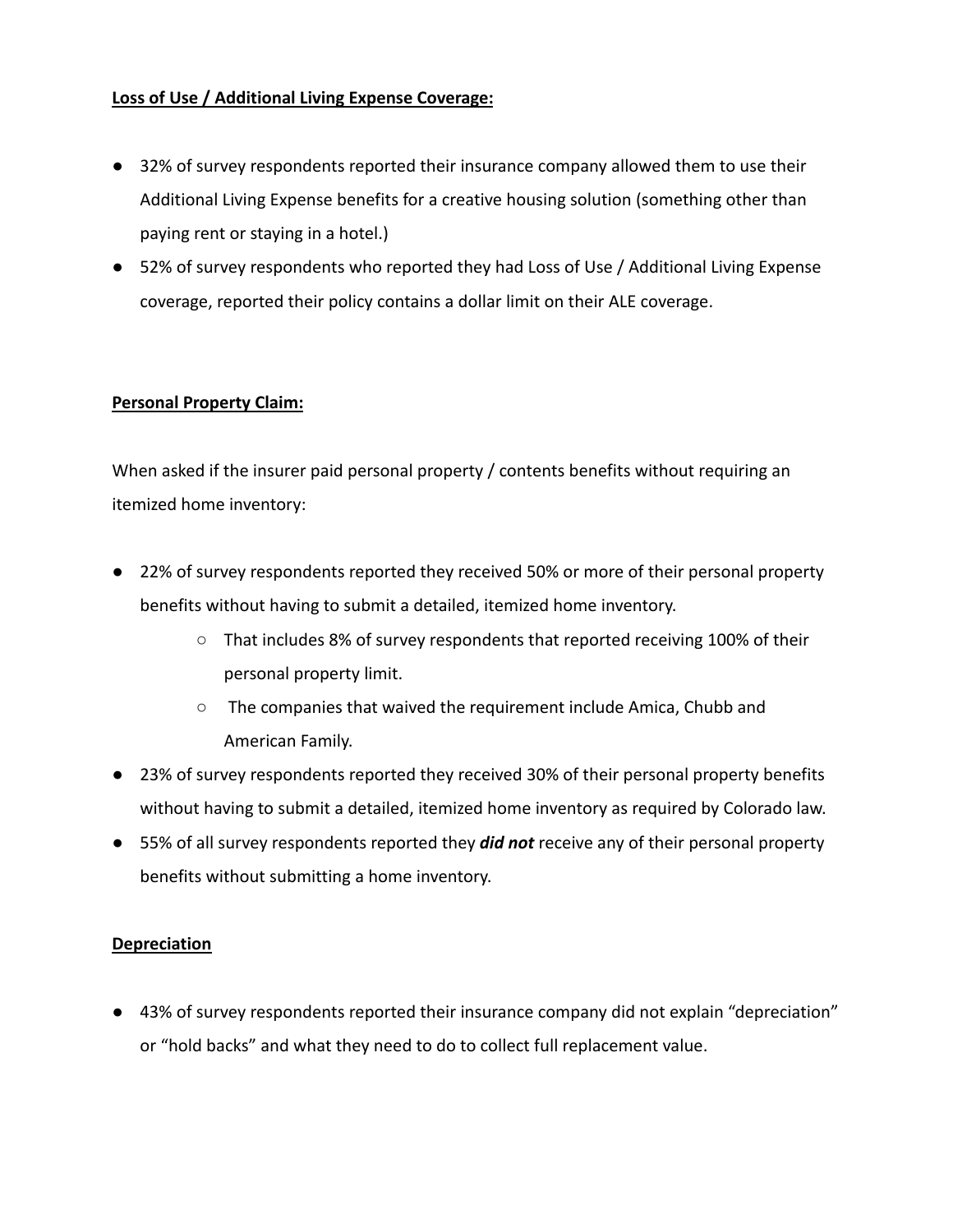**Loss of Use / Additional Living Expense Coverage:**

- 32% of survey respondents reported their insurance company allowed them to use their Additional Living Expense benefits for a creative housing solution (something other than paying rent or staying in a hotel.)
- 52% of survey respondents who reported they had Loss of Use / Additional Living Expense coverage, reported their policy contains a dollar limit on their ALE coverage.

**Personal Property Claim:**

When asked if the insurer paid personal property / contents benefits without requiring an itemized home inventory:

- 22% of survey respondents reported they received 50% or more of their personal property benefits without having to submit a detailed, itemized home inventory.
    - That includes 8% of survey respondents that reported receiving 100% of their personal property limit.
    - The companies that waived the requirement include Amica, Chubb and American Family.
- 23% of survey respondents reported they received 30% of their personal property benefits without having to submit a detailed, itemized home inventory as required by Colorado law.
- 55% of all survey respondents reported they ***did not*** receive any of their personal property benefits without submitting a home inventory.

**Depreciation**

- 43% of survey respondents reported their insurance company did not explain "depreciation" or "hold backs" and what they need to do to collect full replacement value.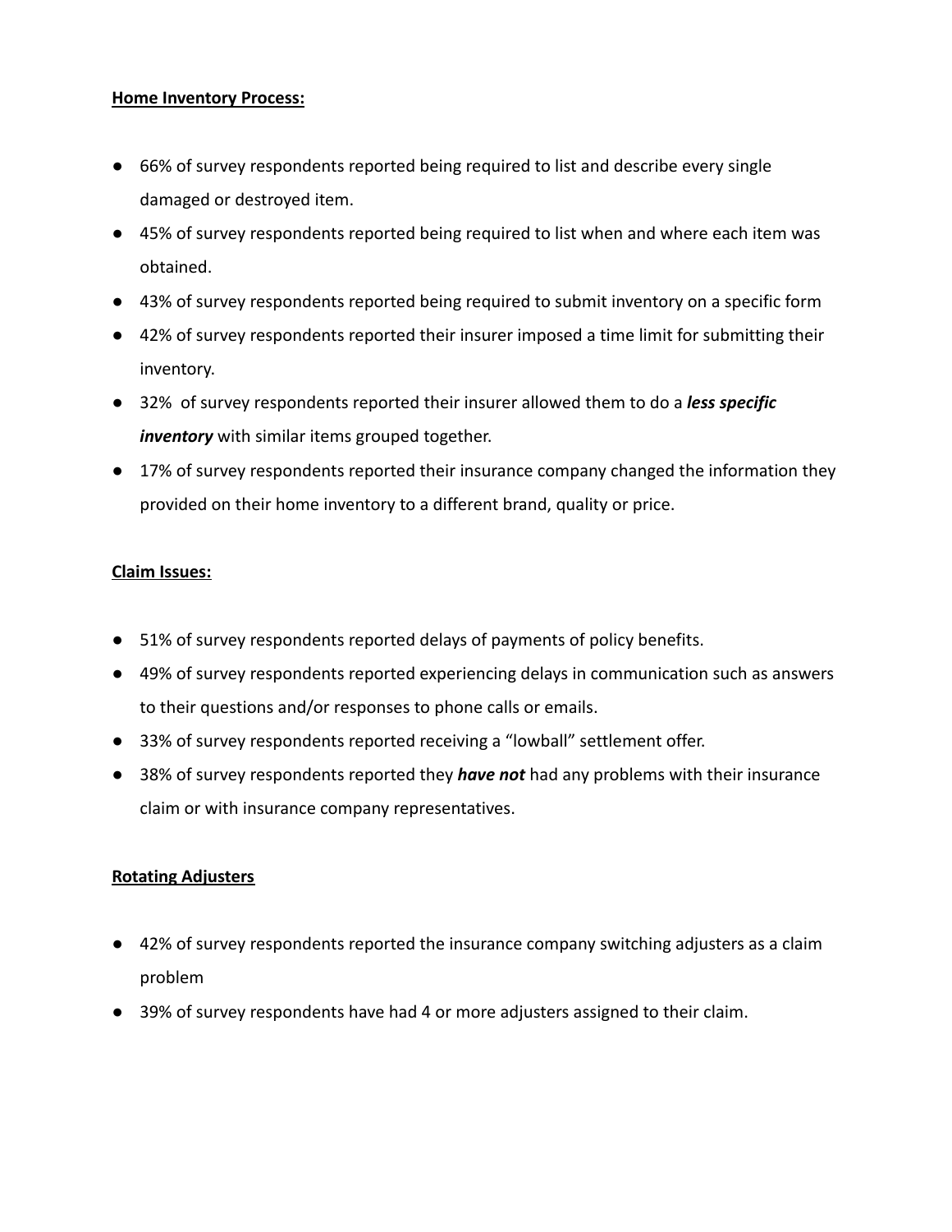**Home Inventory Process:**

- 66% of survey respondents reported being required to list and describe every single damaged or destroyed item.
- 45% of survey respondents reported being required to list when and where each item was obtained.
- 43% of survey respondents reported being required to submit inventory on a specific form
- 42% of survey respondents reported their insurer imposed a time limit for submitting their inventory.
- 32% of survey respondents reported their insurer allowed them to do a ***less specific inventory*** with similar items grouped together.
- 17% of survey respondents reported their insurance company changed the information they provided on their home inventory to a different brand, quality or price.

**Claim Issues:**

- 51% of survey respondents reported delays of payments of policy benefits.
- 49% of survey respondents reported experiencing delays in communication such as answers to their questions and/or responses to phone calls or emails.
- 33% of survey respondents reported receiving a "lowball" settlement offer.
- 38% of survey respondents reported they ***have not*** had any problems with their insurance claim or with insurance company representatives.

**Rotating Adjusters**

- 42% of survey respondents reported the insurance company switching adjusters as a claim problem
- 39% of survey respondents have had 4 or more adjusters assigned to their claim.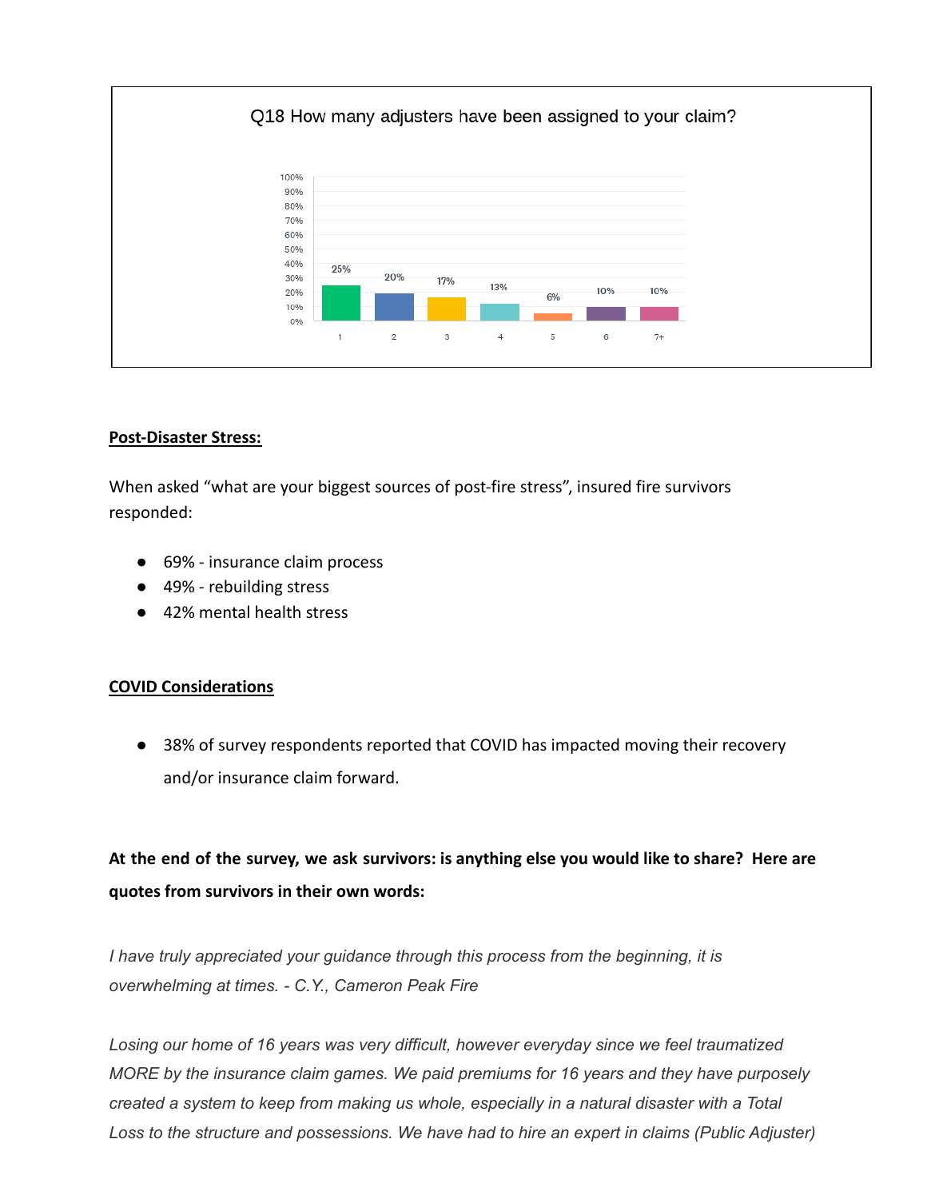Q18 How many adjusters have been assigned to your claim?

| Number of adjusters | 1 | 2 | 3 | 4 | 5 | 6 | 7+ |
|---|---|---|---|---|---|---|---|
| Percent | 25% | 20% | 17% | 13% | 6% | 10% | 10% |

**Post-Disaster Stress:**

When asked "what are your biggest sources of post-fire stress", insured fire survivors responded:

- 69% - insurance claim process
- 49% - rebuilding stress
- 42% mental health stress

**COVID Considerations**

- 38% of survey respondents reported that COVID has impacted moving their recovery and/or insurance claim forward.

**At the end of the survey, we ask survivors: is anything else you would like to share? Here are quotes from survivors in their own words:**

*I have truly appreciated your guidance through this process from the beginning, it is overwhelming at times. - C.Y., Cameron Peak Fire*

*Losing our home of 16 years was very difficult, however everyday since we feel traumatized MORE by the insurance claim games. We paid premiums for 16 years and they have purposely created a system to keep from making us whole, especially in a natural disaster with a Total Loss to the structure and possessions. We have had to hire an expert in claims (Public Adjuster)*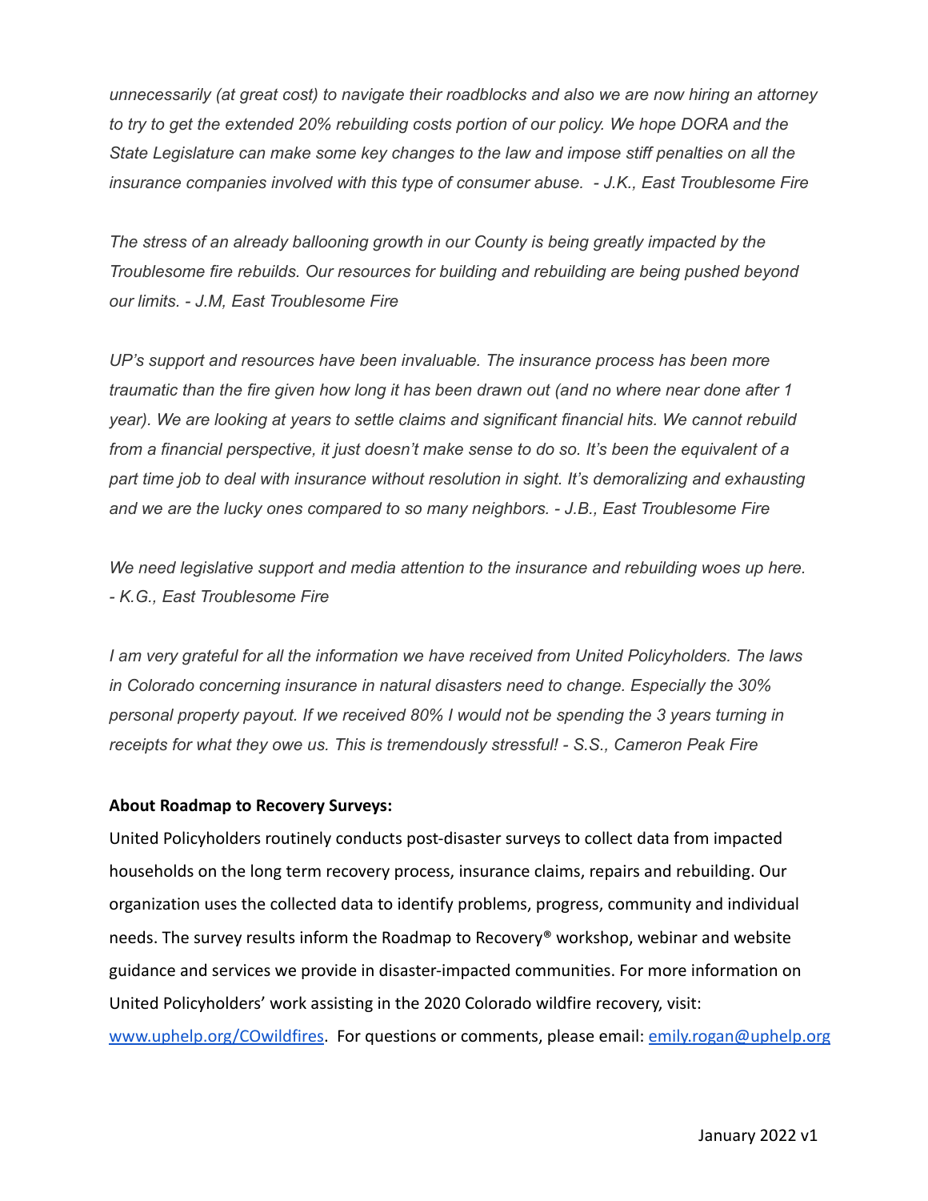*unnecessarily (at great cost) to navigate their roadblocks and also we are now hiring an attorney to try to get the extended 20% rebuilding costs portion of our policy. We hope DORA and the State Legislature can make some key changes to the law and impose stiff penalties on all the insurance companies involved with this type of consumer abuse. - J.K., East Troublesome Fire*

*The stress of an already ballooning growth in our County is being greatly impacted by the Troublesome fire rebuilds. Our resources for building and rebuilding are being pushed beyond our limits. - J.M, East Troublesome Fire*

*UP's support and resources have been invaluable. The insurance process has been more traumatic than the fire given how long it has been drawn out (and no where near done after 1 year). We are looking at years to settle claims and significant financial hits. We cannot rebuild from a financial perspective, it just doesn't make sense to do so. It's been the equivalent of a part time job to deal with insurance without resolution in sight. It's demoralizing and exhausting and we are the lucky ones compared to so many neighbors. - J.B., East Troublesome Fire*

*We need legislative support and media attention to the insurance and rebuilding woes up here. - K.G., East Troublesome Fire*

*I am very grateful for all the information we have received from United Policyholders. The laws in Colorado concerning insurance in natural disasters need to change. Especially the 30% personal property payout. If we received 80% I would not be spending the 3 years turning in receipts for what they owe us. This is tremendously stressful! - S.S., Cameron Peak Fire*

**About Roadmap to Recovery Surveys:**

United Policyholders routinely conducts post-disaster surveys to collect data from impacted households on the long term recovery process, insurance claims, repairs and rebuilding. Our organization uses the collected data to identify problems, progress, community and individual needs. The survey results inform the Roadmap to Recovery® workshop, webinar and website guidance and services we provide in disaster-impacted communities. For more information on United Policyholders' work assisting in the 2020 Colorado wildfire recovery, visit: [www.uphelp.org/COwildfires](http://www.uphelp.org/COwildfires). For questions or comments, please email: [emily.rogan@uphelp.org](mailto:emily.rogan@uphelp.org)

January 2022 v1